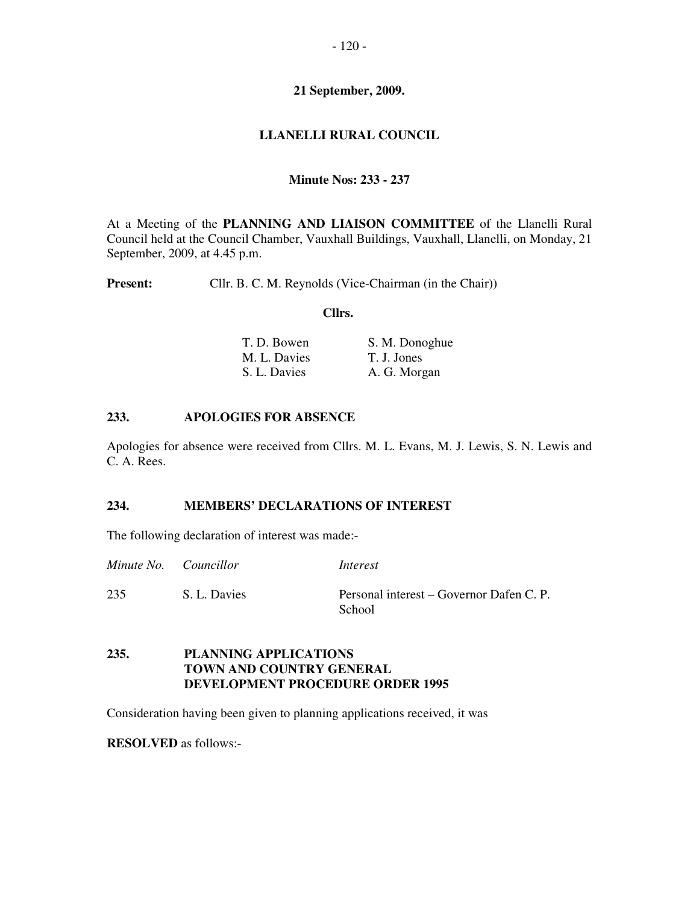**21 September, 2009.**

# LLANELLI RURAL COUNCIL

**Minute Nos: 233 - 237**

At a Meeting of the **PLANNING AND LIAISON COMMITTEE** of the Llanelli Rural Council held at the Council Chamber, Vauxhall Buildings, Vauxhall, Llanelli, on Monday, 21 September, 2009, at 4.45 p.m.

**Present:** Cllr. B. C. M. Reynolds (Vice-Chairman (in the Chair))

**Cllrs.**

| | |
|---|---|
| T. D. Bowen | S. M. Donoghue |
| M. L. Davies | T. J. Jones |
| S. L. Davies | A. G. Morgan |

## 233. APOLOGIES FOR ABSENCE

Apologies for absence were received from Cllrs. M. L. Evans, M. J. Lewis, S. N. Lewis and C. A. Rees.

## 234. MEMBERS' DECLARATIONS OF INTEREST

The following declaration of interest was made:-

| *Minute No.* | *Councillor* | *Interest* |
|---|---|---|
| 235 | S. L. Davies | Personal interest – Governor Dafen C. P. School |

## 235. PLANNING APPLICATIONS TOWN AND COUNTRY GENERAL DEVELOPMENT PROCEDURE ORDER 1995

Consideration having been given to planning applications received, it was

**RESOLVED** as follows:-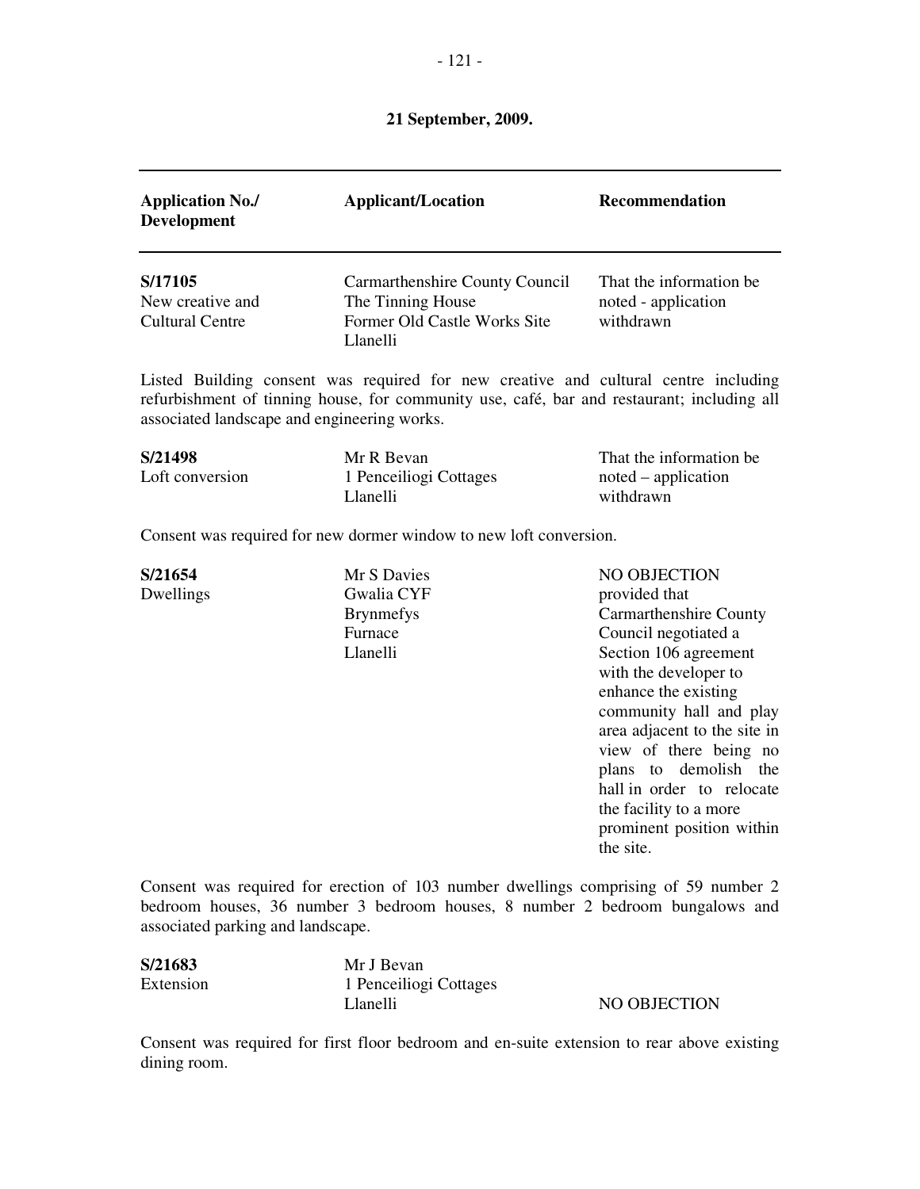**21 September, 2009.**

| Application No./ Development | Applicant/Location | Recommendation |
|---|---|---|
| **S/17105** New creative and Cultural Centre | Carmarthenshire County Council The Tinning House Former Old Castle Works Site Llanelli | That the information be noted - application withdrawn |

Listed Building consent was required for new creative and cultural centre including refurbishment of tinning house, for community use, café, bar and restaurant; including all associated landscape and engineering works.

| | | |
|---|---|---|
| **S/21498** Loft conversion | Mr R Bevan 1 Penceiliogi Cottages Llanelli | That the information be noted – application withdrawn |

Consent was required for new dormer window to new loft conversion.

| | | |
|---|---|---|
| **S/21654** Dwellings | Mr S Davies Gwalia CYF Brynmefys Furnace Llanelli | NO OBJECTION provided that Carmarthenshire County Council negotiated a Section 106 agreement with the developer to enhance the existing community hall and play area adjacent to the site in view of there being no plans to demolish the hall in order to relocate the facility to a more prominent position within the site. |

Consent was required for erection of 103 number dwellings comprising of 59 number 2 bedroom houses, 36 number 3 bedroom houses, 8 number 2 bedroom bungalows and associated parking and landscape.

| | | |
|---|---|---|
| **S/21683** Extension | Mr J Bevan 1 Penceiliogi Cottages Llanelli | NO OBJECTION |

Consent was required for first floor bedroom and en-suite extension to rear above existing dining room.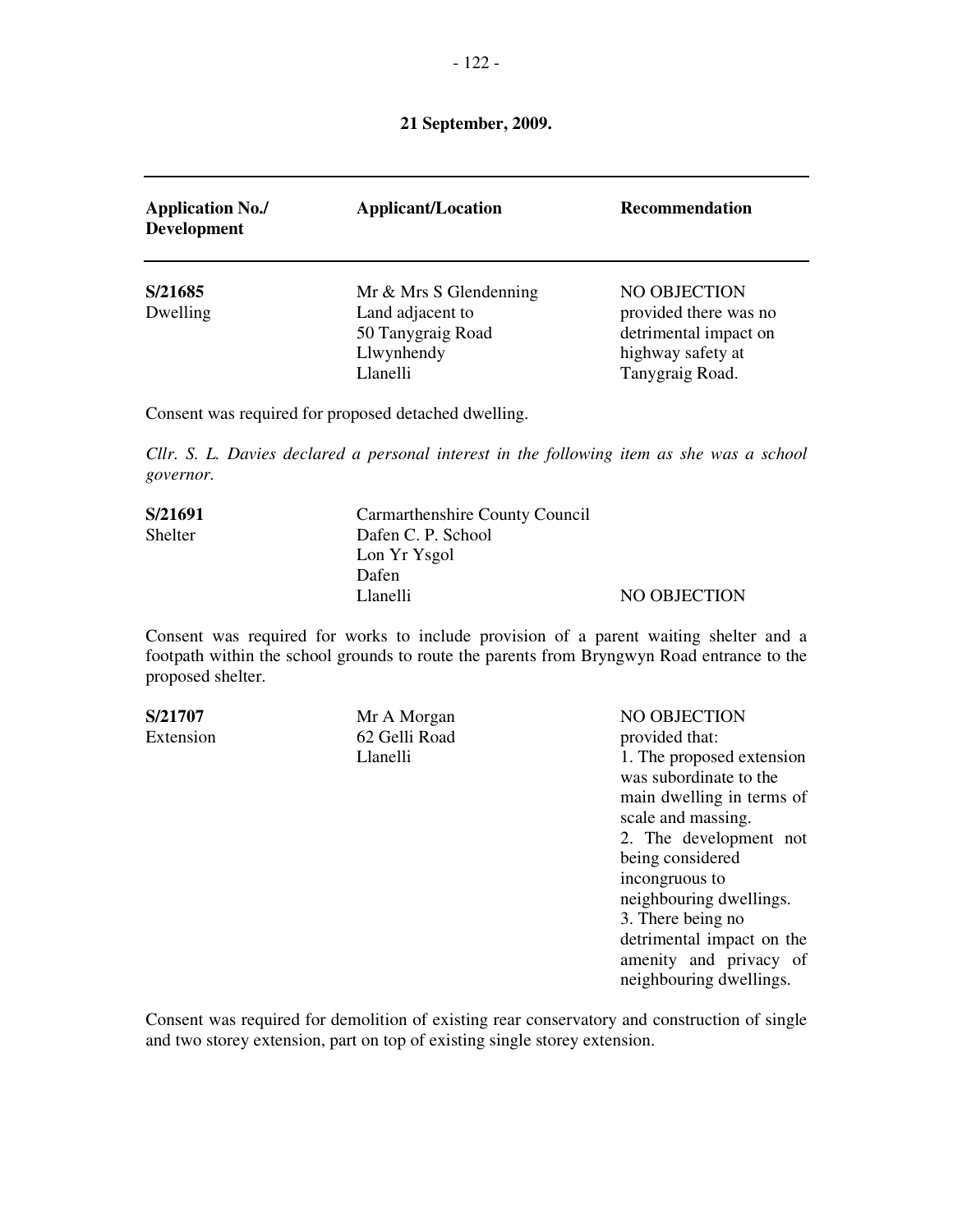**21 September, 2009.**

| Application No./ Development | Applicant/Location | Recommendation |
|---|---|---|
| **S/21685**<br>Dwelling | Mr & Mrs S Glendenning<br>Land adjacent to<br>50 Tanygraig Road<br>Llwynhendy<br>Llanelli | NO OBJECTION provided there was no detrimental impact on highway safety at Tanygraig Road. |

Consent was required for proposed detached dwelling.

*Cllr. S. L. Davies declared a personal interest in the following item as she was a school governor.*

| Application No./ Development | Applicant/Location | Recommendation |
|---|---|---|
| **S/21691**<br>Shelter | Carmarthenshire County Council<br>Dafen C. P. School<br>Lon Yr Ysgol<br>Dafen<br>Llanelli | NO OBJECTION |

Consent was required for works to include provision of a parent waiting shelter and a footpath within the school grounds to route the parents from Bryngwyn Road entrance to the proposed shelter.

| Application No./ Development | Applicant/Location | Recommendation |
|---|---|---|
| **S/21707**<br>Extension | Mr A Morgan<br>62 Gelli Road<br>Llanelli | NO OBJECTION provided that:<br>1. The proposed extension was subordinate to the main dwelling in terms of scale and massing.<br>2. The development not being considered incongruous to neighbouring dwellings.<br>3. There being no detrimental impact on the amenity and privacy of neighbouring dwellings. |

Consent was required for demolition of existing rear conservatory and construction of single and two storey extension, part on top of existing single storey extension.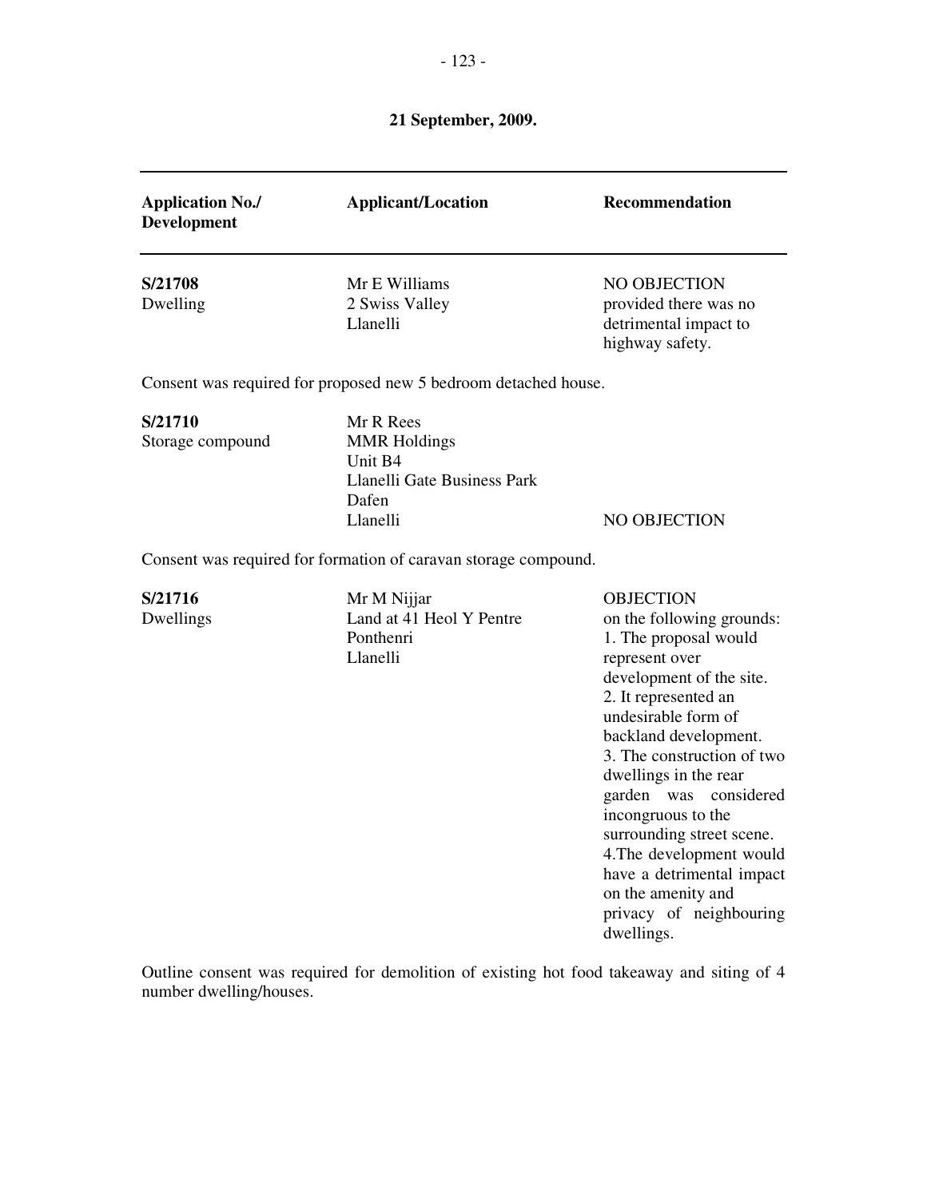**21 September, 2009.**

| Application No./ Development | Applicant/Location | Recommendation |
|---|---|---|
| **S/21708**<br>Dwelling | Mr E Williams<br>2 Swiss Valley<br>Llanelli | NO OBJECTION provided there was no detrimental impact to highway safety. |

Consent was required for proposed new 5 bedroom detached house.

| Application No./ Development | Applicant/Location | Recommendation |
|---|---|---|
| **S/21710**<br>Storage compound | Mr R Rees<br>MMR Holdings<br>Unit B4<br>Llanelli Gate Business Park<br>Dafen<br>Llanelli | NO OBJECTION |

Consent was required for formation of caravan storage compound.

| Application No./ Development | Applicant/Location | Recommendation |
|---|---|---|
| **S/21716**<br>Dwellings | Mr M Nijjar<br>Land at 41 Heol Y Pentre<br>Ponthenri<br>Llanelli | OBJECTION on the following grounds:<br>1. The proposal would represent over development of the site.<br>2. It represented an undesirable form of backland development.<br>3. The construction of two dwellings in the rear garden was considered incongruous to the surrounding street scene.<br>4.The development would have a detrimental impact on the amenity and privacy of neighbouring dwellings. |

Outline consent was required for demolition of existing hot food takeaway and siting of 4 number dwelling/houses.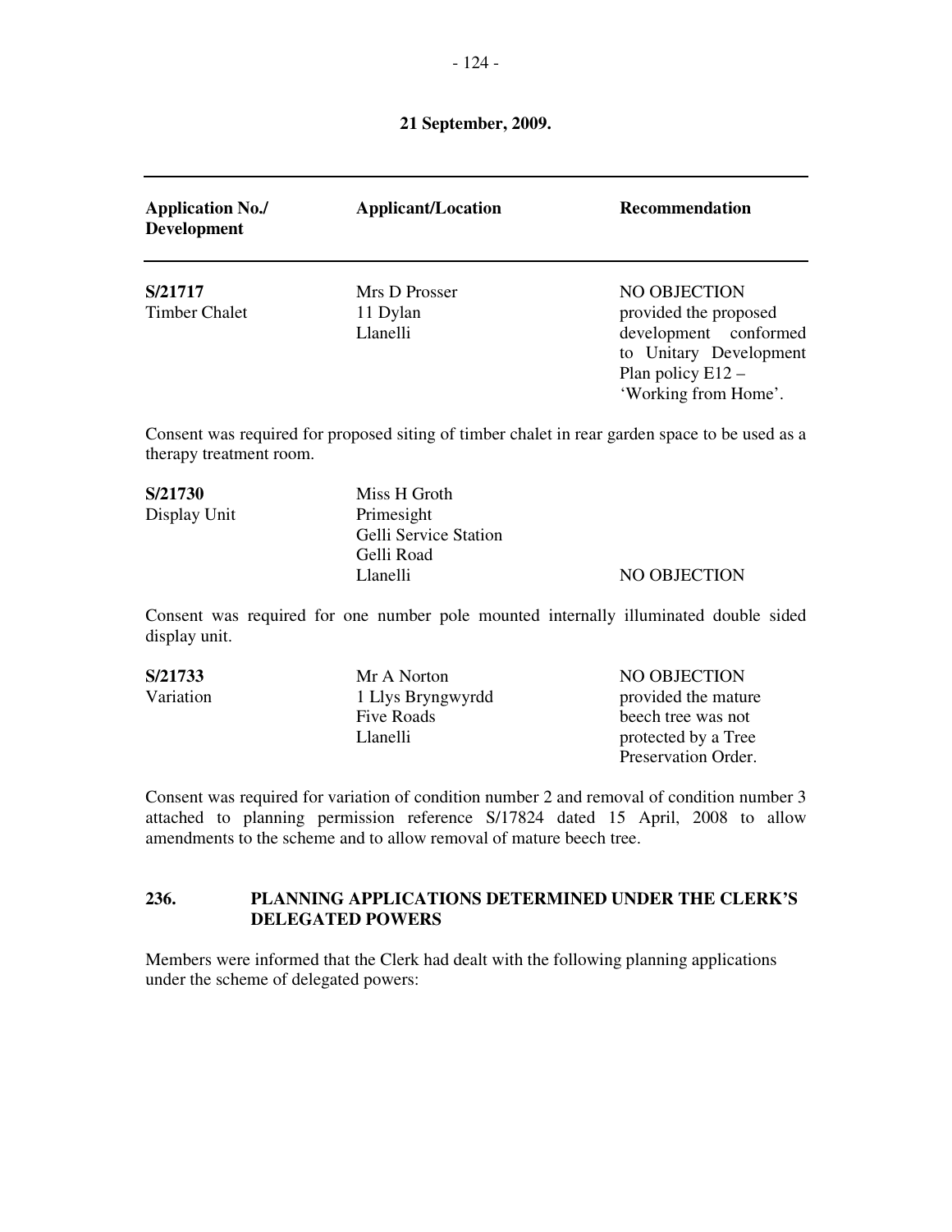**21 September, 2009.**

| Application No./ Development | Applicant/Location | Recommendation |
|---|---|---|
| **S/21717** Timber Chalet | Mrs D Prosser 11 Dylan Llanelli | NO OBJECTION provided the proposed development conformed to Unitary Development Plan policy E12 – 'Working from Home'. |

Consent was required for proposed siting of timber chalet in rear garden space to be used as a therapy treatment room.

| | | |
|---|---|---|
| **S/21730** Display Unit | Miss H Groth Primesight Gelli Service Station Gelli Road Llanelli | NO OBJECTION |

Consent was required for one number pole mounted internally illuminated double sided display unit.

| | | |
|---|---|---|
| **S/21733** Variation | Mr A Norton 1 Llys Bryngwyrdd Five Roads Llanelli | NO OBJECTION provided the mature beech tree was not protected by a Tree Preservation Order. |

Consent was required for variation of condition number 2 and removal of condition number 3 attached to planning permission reference S/17824 dated 15 April, 2008 to allow amendments to the scheme and to allow removal of mature beech tree.

## 236. PLANNING APPLICATIONS DETERMINED UNDER THE CLERK'S DELEGATED POWERS

Members were informed that the Clerk had dealt with the following planning applications under the scheme of delegated powers: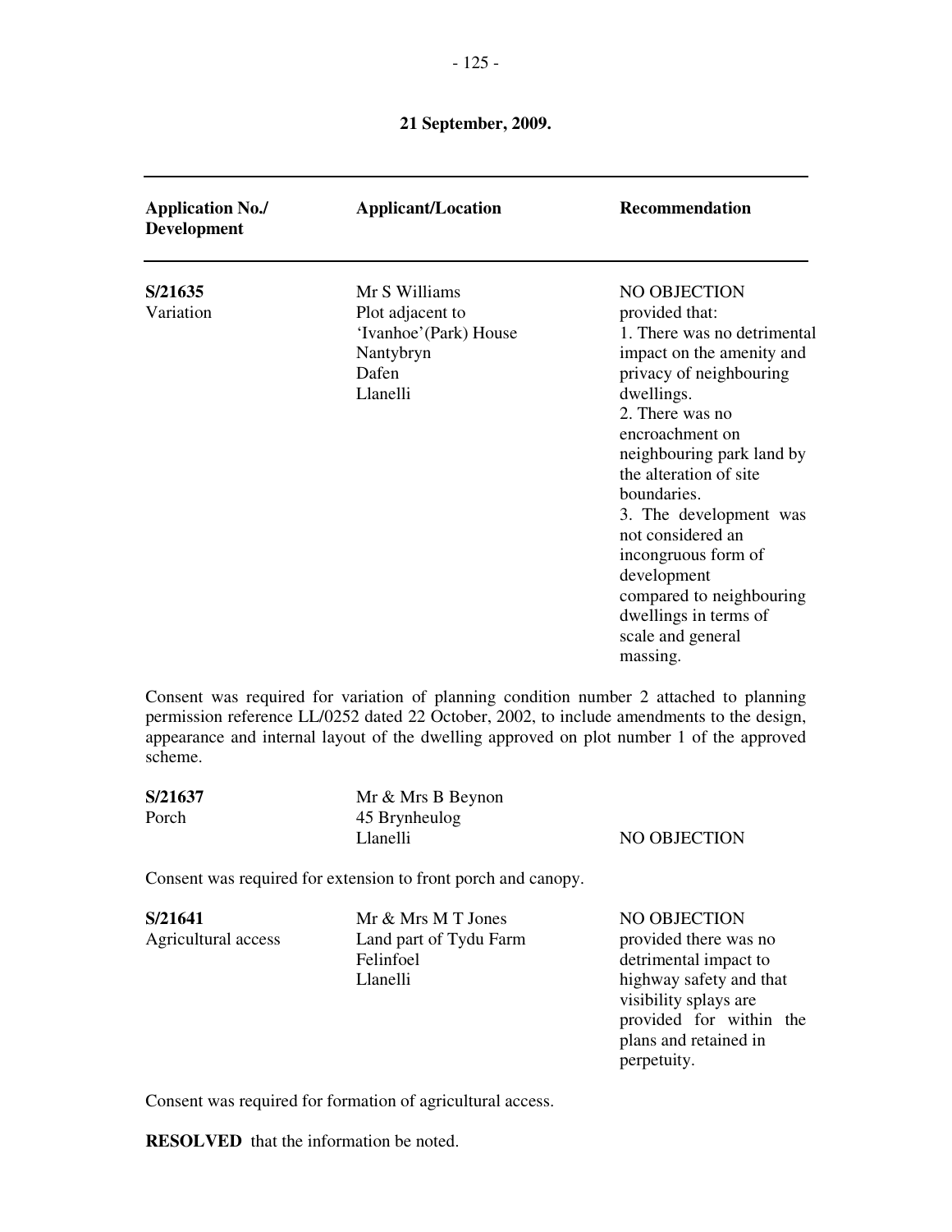**21 September, 2009.**

| Application No./ Development | Applicant/Location | Recommendation |
|---|---|---|
| **S/21635** Variation | Mr S Williams Plot adjacent to 'Ivanhoe'(Park) House Nantybryn Dafen Llanelli | NO OBJECTION provided that: 1. There was no detrimental impact on the amenity and privacy of neighbouring dwellings. 2. There was no encroachment on neighbouring park land by the alteration of site boundaries. 3. The development was not considered an incongruous form of development compared to neighbouring dwellings in terms of scale and general massing. |

Consent was required for variation of planning condition number 2 attached to planning permission reference LL/0252 dated 22 October, 2002, to include amendments to the design, appearance and internal layout of the dwelling approved on plot number 1 of the approved scheme.

| | | |
|---|---|---|
| **S/21637** Porch | Mr & Mrs B Beynon 45 Brynheulog Llanelli | NO OBJECTION |

Consent was required for extension to front porch and canopy.

| | | |
|---|---|---|
| **S/21641** Agricultural access | Mr & Mrs M T Jones Land part of Tydu Farm Felinfoel Llanelli | NO OBJECTION provided there was no detrimental impact to highway safety and that visibility splays are provided for within the plans and retained in perpetuity. |

Consent was required for formation of agricultural access.

**RESOLVED** that the information be noted.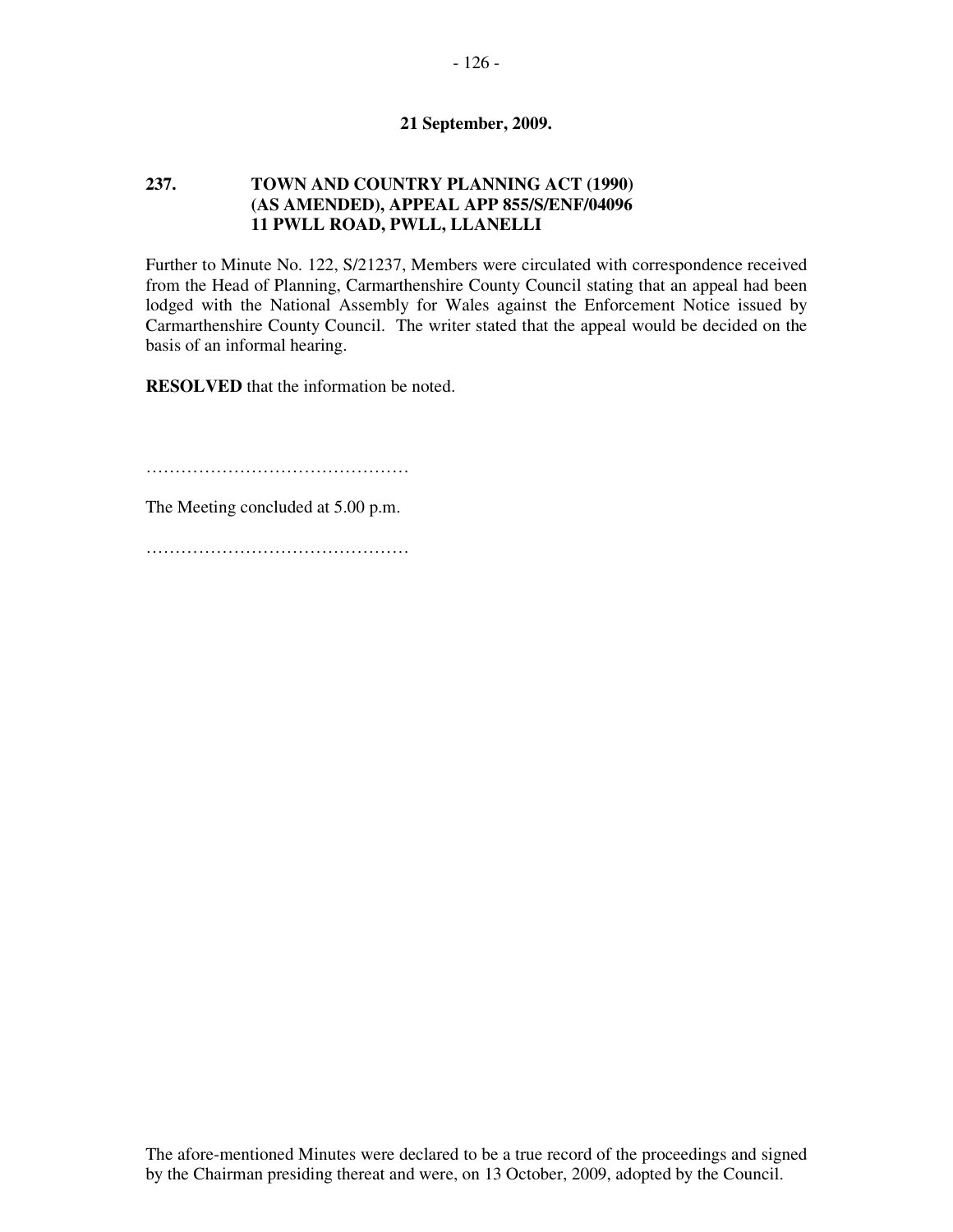**21 September, 2009.**

**237. TOWN AND COUNTRY PLANNING ACT (1990) (AS AMENDED), APPEAL APP 855/S/ENF/04096 11 PWLL ROAD, PWLL, LLANELLI**

Further to Minute No. 122, S/21237, Members were circulated with correspondence received from the Head of Planning, Carmarthenshire County Council stating that an appeal had been lodged with the National Assembly for Wales against the Enforcement Notice issued by Carmarthenshire County Council. The writer stated that the appeal would be decided on the basis of an informal hearing.

**RESOLVED** that the information be noted.

………………………………………

The Meeting concluded at 5.00 p.m.

………………………………………

The afore-mentioned Minutes were declared to be a true record of the proceedings and signed by the Chairman presiding thereat and were, on 13 October, 2009, adopted by the Council.